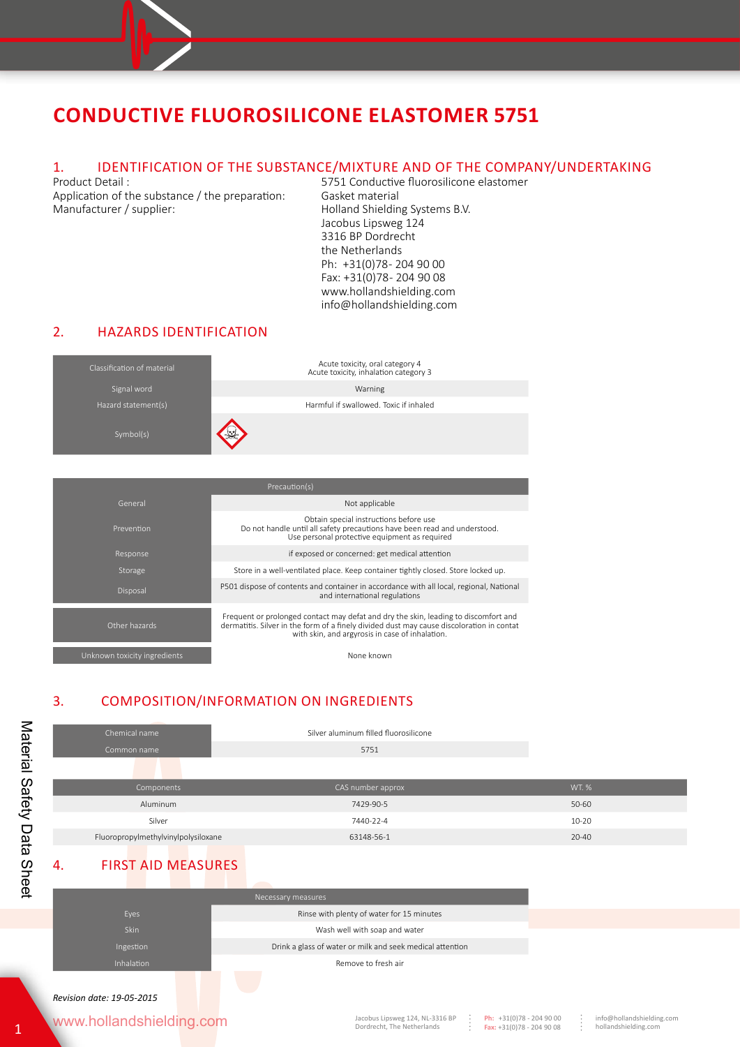# CONDUCTIVE FLUOROSILICONE ELASTOMER 5751

## 1. IDENTIFICATION OF THE SUBSTANCE/MIXTURE AND OF THE COMPANY/UNDERTAKING

Product Detail : 5751 Conductive fluorosilicone elastomer

Application of the substance / the preparation: Gasket material

Manufacturer / supplier:
Holland Shielding Systems B.V.
Jacobus Lipsweg 124
3316 BP Dordrecht
the Netherlands
Ph: +31(0)78- 204 90 00
Fax: +31(0)78- 204 90 08
www.hollandshielding.com
info@hollandshielding.com

## 2. HAZARDS IDENTIFICATION

| | |
|---|---|
| Classification of material | Acute toxicity, oral category 4<br>Acute toxicity, inhalation category 3 |
| Signal word | Warning |
| Hazard statement(s) | Harmful if swallowed. Toxic if inhaled |
| Symbol(s) | |

| Precaution(s) | |
|---|---|
| General | Not applicable |
| Prevention | Obtain special instructions before use<br>Do not handle until all safety precautions have been read and understood.<br>Use personal protective equipment as required |
| Response | if exposed or concerned: get medical attention |
| Storage | Store in a well-ventilated place. Keep container tightly closed. Store locked up. |
| Disposal | P501 dispose of contents and container in accordance with all local, regional, National and international regulations |

| | |
|---|---|
| Other hazards | Frequent or prolonged contact may defat and dry the skin, leading to discomfort and dermatitis. Silver in the form of a finely divided dust may cause discoloration in contat with skin, and argyrosis in case of inhalation. |
| Unknown toxicity ingredients | None known |

## 3. COMPOSITION/INFORMATION ON INGREDIENTS

| | |
|---|---|
| Chemical name | Silver aluminum filled fluorosilicone |
| Common name | 5751 |

| Components | CAS number approx | WT. % |
|---|---|---|
| Aluminum | 7429-90-5 | 50-60 |
| Silver | 7440-22-4 | 10-20 |
| Fluoropropylmethylvinylpolysiloxane | 63148-56-1 | 20-40 |

## 4. FIRST AID MEASURES

| Necessary measures | |
|---|---|
| Eyes | Rinse with plenty of water for 15 minutes |
| Skin | Wash well with soap and water |
| Ingestion | Drink a glass of water or milk and seek medical attention |
| Inhalation | Remove to fresh air |

*Revision date: 19-05-2015*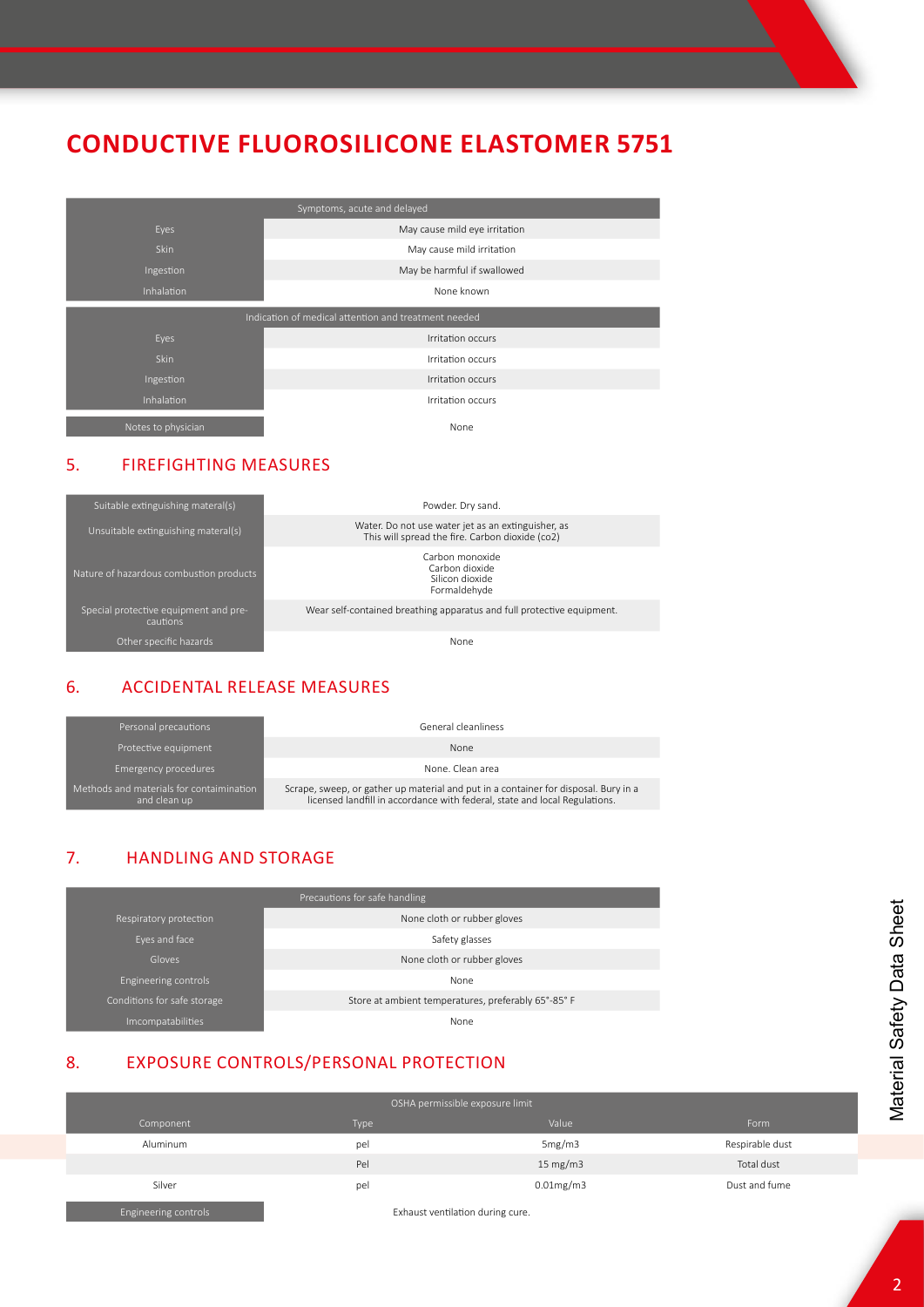# CONDUCTIVE FLUOROSILICONE ELASTOMER 5751

| Symptoms, acute and delayed | |
|---|---|
| Eyes | May cause mild eye irritation |
| Skin | May cause mild irritation |
| Ingestion | May be harmful if swallowed |
| Inhalation | None known |

| Indication of medical attention and treatment needed | |
|---|---|
| Eyes | Irritation occurs |
| Skin | Irritation occurs |
| Ingestion | Irritation occurs |
| Inhalation | Irritation occurs |
| Notes to physician | None |

## 5. FIREFIGHTING MEASURES

| | |
|---|---|
| Suitable extinguishing materal(s) | Powder. Dry sand. |
| Unsuitable extinguishing materal(s) | Water. Do not use water jet as an extinguisher, as This will spread the fire. Carbon dioxide (co2) |
| Nature of hazardous combustion products | Carbon monoxide<br>Carbon dioxide<br>Silicon dioxide<br>Formaldehyde |
| Special protective equipment and pre-cautions | Wear self-contained breathing apparatus and full protective equipment. |
| Other specific hazards | None |

## 6. ACCIDENTAL RELEASE MEASURES

| | |
|---|---|
| Personal precautions | General cleanliness |
| Protective equipment | None |
| Emergency procedures | None. Clean area |
| Methods and materials for contaimination and clean up | Scrape, sweep, or gather up material and put in a container for disposal. Bury in a licensed landfill in accordance with federal, state and local Regulations. |

## 7. HANDLING AND STORAGE

| Precautions for safe handling | |
|---|---|
| Respiratory protection | None cloth or rubber gloves |
| Eyes and face | Safety glasses |
| Gloves | None cloth or rubber gloves |
| Engineering controls | None |
| Conditions for safe storage | Store at ambient temperatures, preferably 65°-85° F |
| Imcompatabilities | None |

## 8. EXPOSURE CONTROLS/PERSONAL PROTECTION

| OSHA permissible exposure limit | | | |
|---|---|---|---|
| Component | Type | Value | Form |
| Aluminum | pel | 5mg/m3 | Respirable dust |
| | Pel | 15 mg/m3 | Total dust |
| Silver | pel | 0.01mg/m3 | Dust and fume |
| Engineering controls | Exhaust ventilation during cure. | | |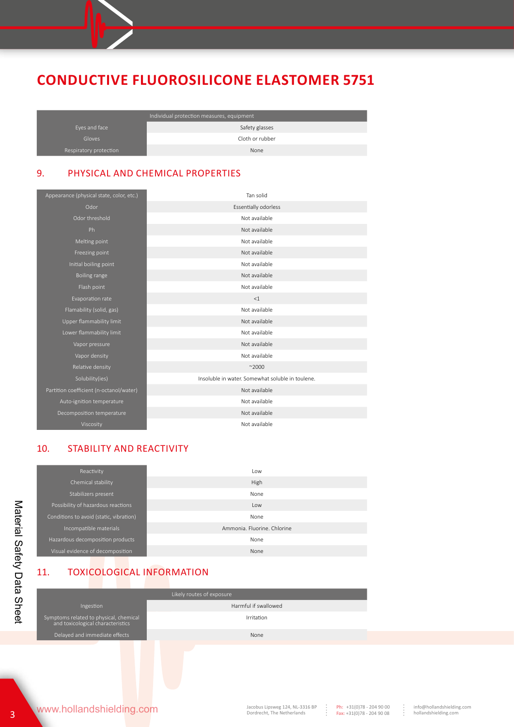# CONDUCTIVE FLUOROSILICONE ELASTOMER 5751

| Individual protection measures, equipment | |
|---|---|
| Eyes and face | Safety glasses |
| Gloves | Cloth or rubber |
| Respiratory protection | None |

## 9. PHYSICAL AND CHEMICAL PROPERTIES

| | |
|---|---|
| Appearance (physical state, color, etc.) | Tan solid |
| Odor | Essentially odorless |
| Odor threshold | Not available |
| Ph | Not available |
| Melting point | Not available |
| Freezing point | Not available |
| Initial boiling point | Not available |
| Boiling range | Not available |
| Flash point | Not available |
| Evaporation rate | <1 |
| Flamability (solid, gas) | Not available |
| Upper flammability limit | Not available |
| Lower flammability limit | Not available |
| Vapor pressure | Not available |
| Vapor density | Not available |
| Relative density | ~2000 |
| Solubility(ies) | Insoluble in water. Somewhat soluble in toulene. |
| Partition coefficient (n-octanol/water) | Not available |
| Auto-ignition temperature | Not available |
| Decomposition temperature | Not available |
| Viscosity | Not available |

## 10. STABILITY AND REACTIVITY

| | |
|---|---|
| Reactivity | Low |
| Chemical stability | High |
| Stabilizers present | None |
| Possibility of hazardous reactions | Low |
| Conditions to avoid (static, vibration) | None |
| Incompatible materials | Ammonia. Fluorine. Chlorine |
| Hazardous decomposition products | None |
| Visual evidence of decomposition | None |

## 11. TOXICOLOGICAL INFORMATION

| Likely routes of exposure | |
|---|---|
| Ingestion | Harmful if swallowed |
| Symptoms related to physical, chemical and toxicological characteristics | Irritation |
| Delayed and immediate effects | None |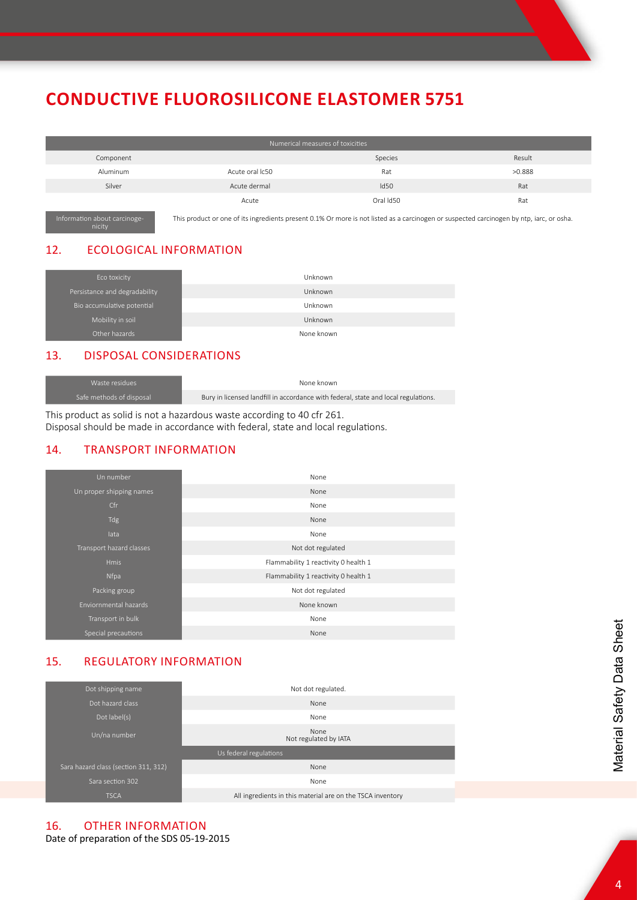# CONDUCTIVE FLUOROSILICONE ELASTOMER 5751

| Numerical measures of toxicities | | | |
|---|---|---|---|
| Component | | Species | Result |
| Aluminum | Acute oral lc50 | Rat | >0.888 |
| Silver | Acute dermal | ld50 | Rat |
| | Acute | Oral ld50 | Rat |

| | |
|---|---|
| Information about carcinogenicity | This product or one of its ingredients present 0.1% Or more is not listed as a carcinogen or suspected carcinogen by ntp, iarc, or osha. |

## 12. ECOLOGICAL INFORMATION

| | |
|---|---|
| Eco toxicity | Unknown |
| Persistance and degradability | Unknown |
| Bio accumulative potential | Unknown |
| Mobility in soil | Unknown |
| Other hazards | None known |

## 13. DISPOSAL CONSIDERATIONS

| | |
|---|---|
| Waste residues | None known |
| Safe methods of disposal | Bury in licensed landfill in accordance with federal, state and local regulations. |

This product as solid is not a hazardous waste according to 40 cfr 261.
Disposal should be made in accordance with federal, state and local regulations.

## 14. TRANSPORT INFORMATION

| | |
|---|---|
| Un number | None |
| Un proper shipping names | None |
| Cfr | None |
| Tdg | None |
| Iata | None |
| Transport hazard classes | Not dot regulated |
| Hmis | Flammability 1 reactivity 0 health 1 |
| Nfpa | Flammability 1 reactivity 0 health 1 |
| Packing group | Not dot regulated |
| Enviornmental hazards | None known |
| Transport in bulk | None |
| Special precautions | None |

## 15. REGULATORY INFORMATION

| | |
|---|---|
| Dot shipping name | Not dot regulated. |
| Dot hazard class | None |
| Dot label(s) | None |
| Un/na number | None<br>Not regulated by IATA |
| | Us federal regulations |
| Sara hazard class (section 311, 312) | None |
| Sara section 302 | None |
| TSCA | All ingredients in this material are on the TSCA inventory |

## 16. OTHER INFORMATION

Date of preparation of the SDS 05-19-2015